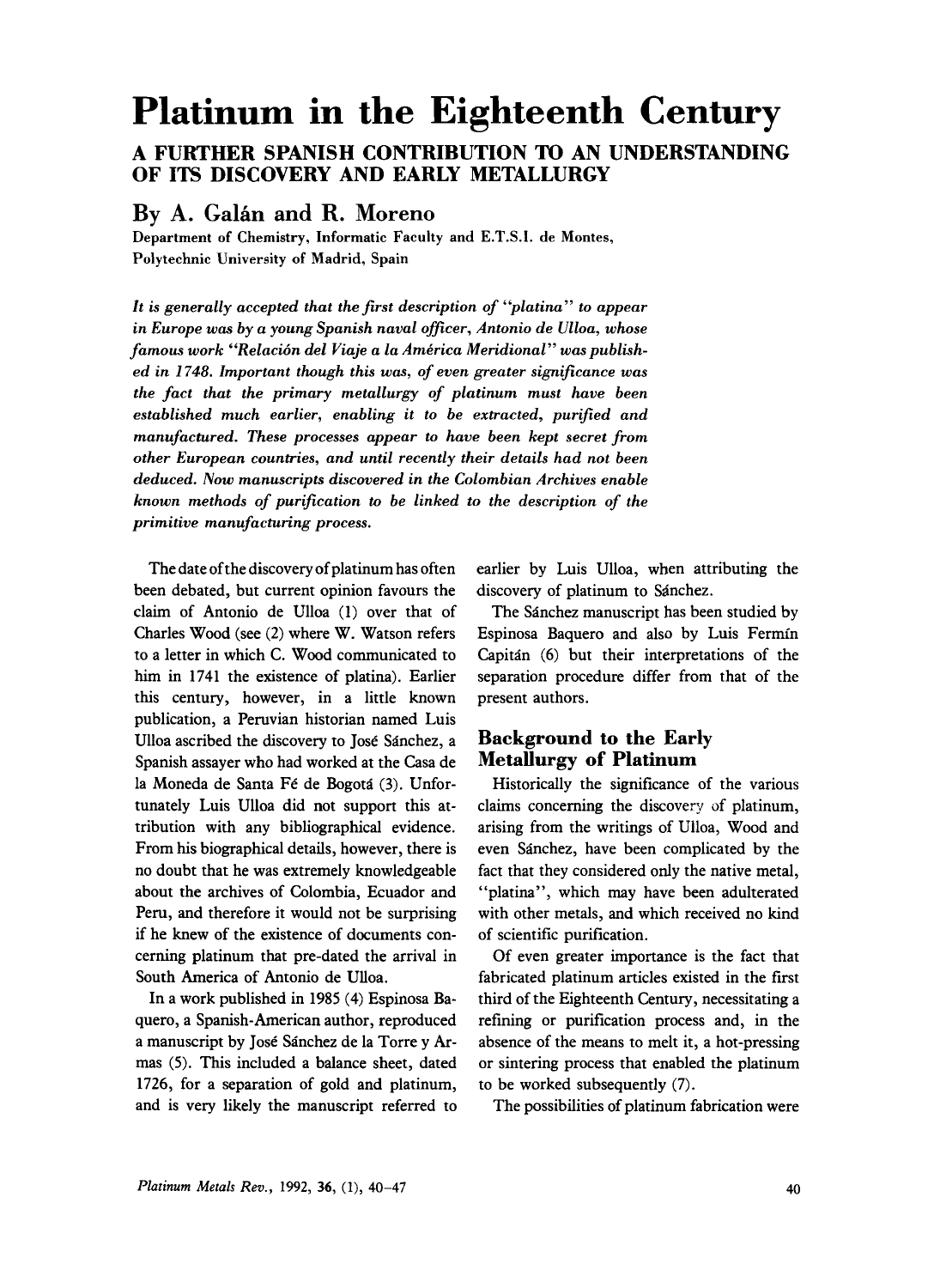# Platinum in the Eighteenth Century

## A FURTHER SPANISH CONTRIBUTION TO AN UNDERSTANDING OF ITS DISCOVERY AND EARLY METALLURGY

**By A. Galán and R. Moreno**

Department of Chemistry, Informatic Faculty and E.T.S.I. de Montes, Polytechnic University of Madrid, Spain

*It is generally accepted that the first description of "platina" to appear in Europe was by a young Spanish naval officer, Antonio de Ulloa, whose famous work "Relación del Viaje a la América Meridional" was published in 1748. Important though this was, of even greater significance was the fact that the primary metallurgy of platinum must have been established much earlier, enabling it to be extracted, purified and manufactured. These processes appear to have been kept secret from other European countries, and until recently their details had not been deduced. Now manuscripts discovered in the Colombian Archives enable known methods of purification to be linked to the description of the primitive manufacturing process.*

The date of the discovery of platinum has often been debated, but current opinion favours the claim of Antonio de Ulloa (1) over that of Charles Wood (see (2) where W. Watson refers to a letter in which C. Wood communicated to him in 1741 the existence of platina). Earlier this century, however, in a little known publication, a Peruvian historian named Luis Ulloa ascribed the discovery to José Sánchez, a Spanish assayer who had worked at the Casa de la Moneda de Santa Fé de Bogotá (3). Unfortunately Luis Ulloa did not support this attribution with any bibliographical evidence. From his biographical details, however, there is no doubt that he was extremely knowledgeable about the archives of Colombia, Ecuador and Peru, and therefore it would not be surprising if he knew of the existence of documents concerning platinum that pre-dated the arrival in South America of Antonio de Ulloa.

In a work published in 1985 (4) Espinosa Baquero, a Spanish-American author, reproduced a manuscript by José Sánchez de la Torre y Armas (5). This included a balance sheet, dated 1726, for a separation of gold and platinum, and is very likely the manuscript referred to earlier by Luis Ulloa, when attributing the discovery of platinum to Sánchez.

The Sánchez manuscript has been studied by Espinosa Baquero and also by Luis Fermín Capitán (6) but their interpretations of the separation procedure differ from that of the present authors.

### Background to the Early Metallurgy of Platinum

Historically the significance of the various claims concerning the discovery of platinum, arising from the writings of Ulloa, Wood and even Sánchez, have been complicated by the fact that they considered only the native metal, "platina", which may have been adulterated with other metals, and which received no kind of scientific purification.

Of even greater importance is the fact that fabricated platinum articles existed in the first third of the Eighteenth Century, necessitating a refining or purification process and, in the absence of the means to melt it, a hot-pressing or sintering process that enabled the platinum to be worked subsequently (7).

The possibilities of platinum fabrication were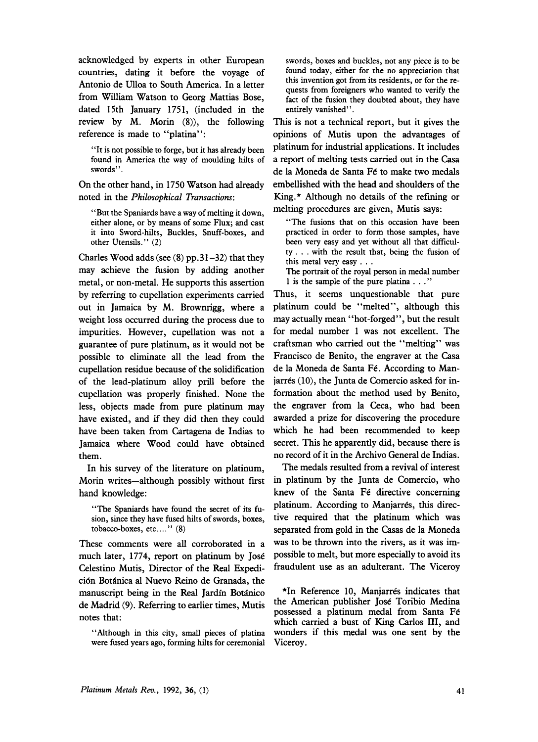acknowledged by experts in other European countries, dating it before the voyage of Antonio de Ulloa to South America. In a letter from William Watson to Georg Mattias Bose, dated 15th January 1751, (included in the review by M. Morin (8)), the following reference is made to "platina":

> "It is not possible to forge, but it has already been found in America the way of moulding hilts of swords".

On the other hand, in 1750 Watson had already noted in the *Philosophical Transactions*:

> "But the Spaniards have a way of melting it down, either alone, or by means of some Flux; and cast it into Sword-hilts, Buckles, Snuff-boxes, and other Utensils." (2)

Charles Wood adds (see (8) pp.31–32) that they may achieve the fusion by adding another metal, or non-metal. He supports this assertion by referring to cupellation experiments carried out in Jamaica by M. Brownrigg, where a weight loss occurred during the process due to impurities. However, cupellation was not a guarantee of pure platinum, as it would not be possible to eliminate all the lead from the cupellation residue because of the solidification of the lead-platinum alloy prill before the cupellation was properly finished. None the less, objects made from pure platinum may have existed, and if they did then they could have been taken from Cartagena de Indias to Jamaica where Wood could have obtained them.

In his survey of the literature on platinum, Morin writes—although possibly without first hand knowledge:

> "The Spaniards have found the secret of its fusion, since they have fused hilts of swords, boxes, tobacco-boxes, etc...." (8)

These comments were all corroborated in a much later, 1774, report on platinum by José Celestino Mutis, Director of the Real Expedición Botánica al Nuevo Reino de Granada, the manuscript being in the Real Jardín Botánico de Madrid (9). Referring to earlier times, Mutis notes that:

> "Although in this city, small pieces of platina were fused years ago, forming hilts for ceremonial swords, boxes and buckles, not any piece is to be found today, either for the no appreciation that this invention got from its residents, or for the requests from foreigners who wanted to verify the fact of the fusion they doubted about, they have entirely vanished".

This is not a technical report, but it gives the opinions of Mutis upon the advantages of platinum for industrial applications. It includes a report of melting tests carried out in the Casa de la Moneda de Santa Fé to make two medals embellished with the head and shoulders of the King.* Although no details of the refining or melting procedures are given, Mutis says:

> "The fusions that on this occasion have been practiced in order to form those samples, have been very easy and yet without all that difficulty . . . with the result that, being the fusion of this metal very easy . . .
> The portrait of the royal person in medal number 1 is the sample of the pure platina . . ."

Thus, it seems unquestionable that pure platinum could be "melted", although this may actually mean "hot-forged", but the result for medal number 1 was not excellent. The craftsman who carried out the "melting" was Francisco de Benito, the engraver at the Casa de la Moneda de Santa Fé. According to Manjarrés (10), the Junta de Comercio asked for information about the method used by Benito, the engraver from la Ceca, who had been awarded a prize for discovering the procedure which he had been recommended to keep secret. This he apparently did, because there is no record of it in the Archivo General de Indias.

The medals resulted from a revival of interest in platinum by the Junta de Comercio, who knew of the Santa Fé directive concerning platinum. According to Manjarrés, this directive required that the platinum which was separated from gold in the Casas de la Moneda was to be thrown into the rivers, as it was impossible to melt, but more especially to avoid its fraudulent use as an adulterant. The Viceroy

*In Reference 10, Manjarrés indicates that the American publisher José Toribio Medina possessed a platinum medal from Santa Fé which carried a bust of King Carlos III, and wonders if this medal was one sent by the Viceroy.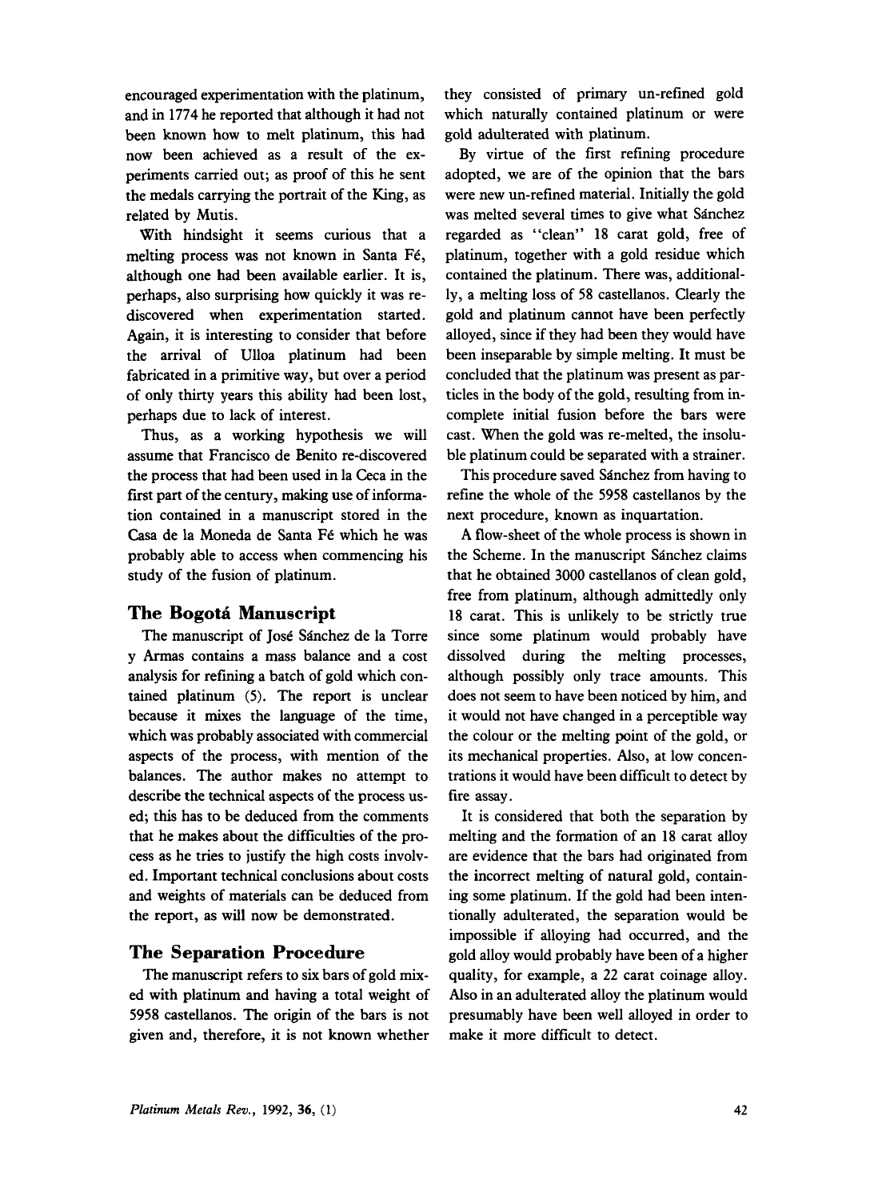encouraged experimentation with the platinum, and in 1774 he reported that although it had not been known how to melt platinum, this had now been achieved as a result of the experiments carried out; as proof of this he sent the medals carrying the portrait of the King, as related by Mutis.

With hindsight it seems curious that a melting process was not known in Santa Fé, although one had been available earlier. It is, perhaps, also surprising how quickly it was rediscovered when experimentation started. Again, it is interesting to consider that before the arrival of Ulloa platinum had been fabricated in a primitive way, but over a period of only thirty years this ability had been lost, perhaps due to lack of interest.

Thus, as a working hypothesis we will assume that Francisco de Benito re-discovered the process that had been used in la Ceca in the first part of the century, making use of information contained in a manuscript stored in the Casa de la Moneda de Santa Fé which he was probably able to access when commencing his study of the fusion of platinum.

## The Bogotá Manuscript

The manuscript of José Sánchez de la Torre y Armas contains a mass balance and a cost analysis for refining a batch of gold which contained platinum (5). The report is unclear because it mixes the language of the time, which was probably associated with commercial aspects of the process, with mention of the balances. The author makes no attempt to describe the technical aspects of the process used; this has to be deduced from the comments that he makes about the difficulties of the process as he tries to justify the high costs involved. Important technical conclusions about costs and weights of materials can be deduced from the report, as will now be demonstrated.

## The Separation Procedure

The manuscript refers to six bars of gold mixed with platinum and having a total weight of 5958 castellanos. The origin of the bars is not given and, therefore, it is not known whether they consisted of primary un-refined gold which naturally contained platinum or were gold adulterated with platinum.

By virtue of the first refining procedure adopted, we are of the opinion that the bars were new un-refined material. Initially the gold was melted several times to give what Sánchez regarded as "clean" 18 carat gold, free of platinum, together with a gold residue which contained the platinum. There was, additionally, a melting loss of 58 castellanos. Clearly the gold and platinum cannot have been perfectly alloyed, since if they had been they would have been inseparable by simple melting. It must be concluded that the platinum was present as particles in the body of the gold, resulting from incomplete initial fusion before the bars were cast. When the gold was re-melted, the insoluble platinum could be separated with a strainer.

This procedure saved Sánchez from having to refine the whole of the 5958 castellanos by the next procedure, known as inquartation.

A flow-sheet of the whole process is shown in the Scheme. In the manuscript Sánchez claims that he obtained 3000 castellanos of clean gold, free from platinum, although admittedly only 18 carat. This is unlikely to be strictly true since some platinum would probably have dissolved during the melting processes, although possibly only trace amounts. This does not seem to have been noticed by him, and it would not have changed in a perceptible way the colour or the melting point of the gold, or its mechanical properties. Also, at low concentrations it would have been difficult to detect by fire assay.

It is considered that both the separation by melting and the formation of an 18 carat alloy are evidence that the bars had originated from the incorrect melting of natural gold, containing some platinum. If the gold had been intentionally adulterated, the separation would be impossible if alloying had occurred, and the gold alloy would probably have been of a higher quality, for example, a 22 carat coinage alloy. Also in an adulterated alloy the platinum would presumably have been well alloyed in order to make it more difficult to detect.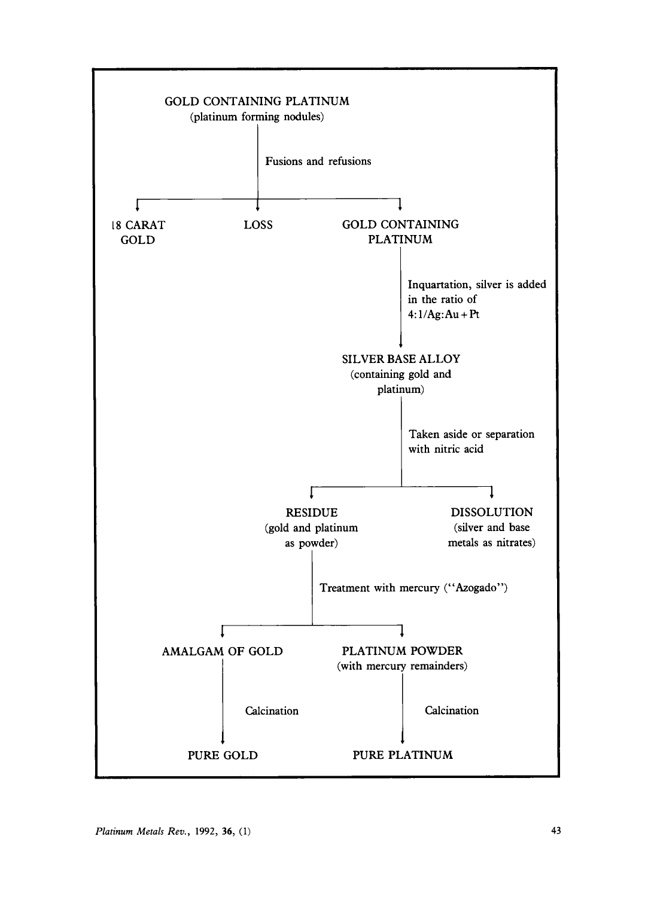GOLD CONTAINING PLATINUM
(platinum forming nodules)

↓ Fusions and refusions

- 18 CARAT GOLD
- LOSS
- GOLD CONTAINING PLATINUM

GOLD CONTAINING PLATINUM

↓ Inquartation, silver is added in the ratio of 4:1/Ag:Au+Pt

SILVER BASE ALLOY
(containing gold and platinum)

↓ Taken aside or separation with nitric acid

- RESIDUE (gold and platinum as powder)
- DISSOLUTION (silver and base metals as nitrates)

RESIDUE (gold and platinum as powder)

↓ Treatment with mercury ("Azogado")

- AMALGAM OF GOLD
- PLATINUM POWDER (with mercury remainders)

AMALGAM OF GOLD

↓ Calcination

PURE GOLD

PLATINUM POWDER (with mercury remainders)

↓ Calcination

PURE PLATINUM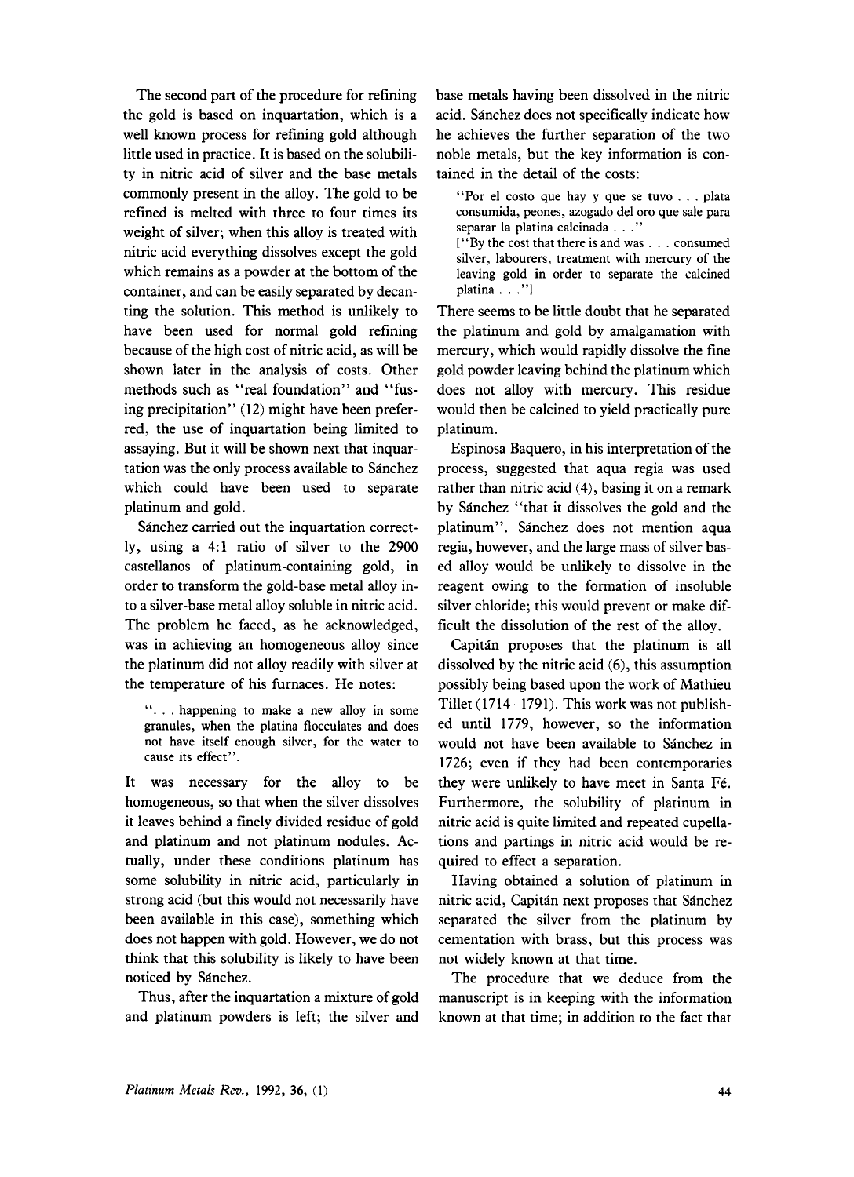The second part of the procedure for refining the gold is based on inquartation, which is a well known process for refining gold although little used in practice. It is based on the solubility in nitric acid of silver and the base metals commonly present in the alloy. The gold to be refined is melted with three to four times its weight of silver; when this alloy is treated with nitric acid everything dissolves except the gold which remains as a powder at the bottom of the container, and can be easily separated by decanting the solution. This method is unlikely to have been used for normal gold refining because of the high cost of nitric acid, as will be shown later in the analysis of costs. Other methods such as "real foundation" and "fusing precipitation" (12) might have been preferred, the use of inquartation being limited to assaying. But it will be shown next that inquartation was the only process available to Sánchez which could have been used to separate platinum and gold.

Sánchez carried out the inquartation correctly, using a 4:1 ratio of silver to the 2900 castellanos of platinum-containing gold, in order to transform the gold-base metal alloy into a silver-base metal alloy soluble in nitric acid. The problem he faced, as he acknowledged, was in achieving an homogeneous alloy since the platinum did not alloy readily with silver at the temperature of his furnaces. He notes:

> ". . . happening to make a new alloy in some granules, when the platina flocculates and does not have itself enough silver, for the water to cause its effect".

It was necessary for the alloy to be homogeneous, so that when the silver dissolves it leaves behind a finely divided residue of gold and platinum and not platinum nodules. Actually, under these conditions platinum has some solubility in nitric acid, particularly in strong acid (but this would not necessarily have been available in this case), something which does not happen with gold. However, we do not think that this solubility is likely to have been noticed by Sánchez.

Thus, after the inquartation a mixture of gold and platinum powders is left; the silver and base metals having been dissolved in the nitric acid. Sánchez does not specifically indicate how he achieves the further separation of the two noble metals, but the key information is contained in the detail of the costs:

> "Por el costo que hay y que se tuvo . . . plata consumida, peones, azogado del oro que sale para separar la platina calcinada . . ."
> ["By the cost that there is and was . . . consumed silver, labourers, treatment with mercury of the leaving gold in order to separate the calcined platina . . ."]

There seems to be little doubt that he separated the platinum and gold by amalgamation with mercury, which would rapidly dissolve the fine gold powder leaving behind the platinum which does not alloy with mercury. This residue would then be calcined to yield practically pure platinum.

Espinosa Baquero, in his interpretation of the process, suggested that aqua regia was used rather than nitric acid (4), basing it on a remark by Sánchez "that it dissolves the gold and the platinum". Sánchez does not mention aqua regia, however, and the large mass of silver based alloy would be unlikely to dissolve in the reagent owing to the formation of insoluble silver chloride; this would prevent or make difficult the dissolution of the rest of the alloy.

Capitán proposes that the platinum is all dissolved by the nitric acid (6), this assumption possibly being based upon the work of Mathieu Tillet (1714–1791). This work was not published until 1779, however, so the information would not have been available to Sánchez in 1726; even if they had been contemporaries they were unlikely to have meet in Santa Fé. Furthermore, the solubility of platinum in nitric acid is quite limited and repeated cupellations and partings in nitric acid would be required to effect a separation.

Having obtained a solution of platinum in nitric acid, Capitán next proposes that Sánchez separated the silver from the platinum by cementation with brass, but this process was not widely known at that time.

The procedure that we deduce from the manuscript is in keeping with the information known at that time; in addition to the fact that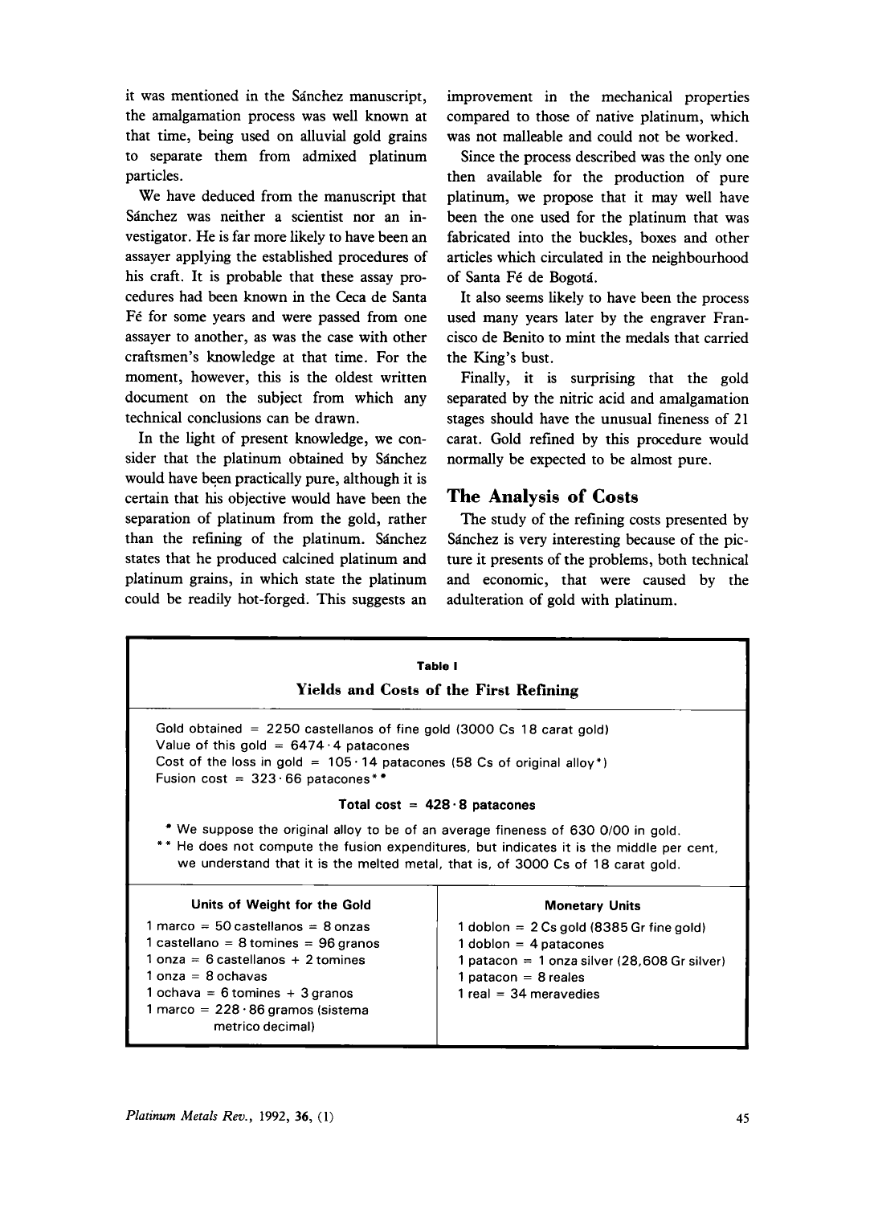it was mentioned in the Sánchez manuscript, the amalgamation process was well known at that time, being used on alluvial gold grains to separate them from admixed platinum particles.

We have deduced from the manuscript that Sánchez was neither a scientist nor an investigator. He is far more likely to have been an assayer applying the established procedures of his craft. It is probable that these assay procedures had been known in the Ceca de Santa Fé for some years and were passed from one assayer to another, as was the case with other craftsmen's knowledge at that time. For the moment, however, this is the oldest written document on the subject from which any technical conclusions can be drawn.

In the light of present knowledge, we consider that the platinum obtained by Sánchez would have been practically pure, although it is certain that his objective would have been the separation of platinum from the gold, rather than the refining of the platinum. Sánchez states that he produced calcined platinum and platinum grains, in which state the platinum could be readily hot-forged. This suggests an improvement in the mechanical properties compared to those of native platinum, which was not malleable and could not be worked.

Since the process described was the only one then available for the production of pure platinum, we propose that it may well have been the one used for the platinum that was fabricated into the buckles, boxes and other articles which circulated in the neighbourhood of Santa Fé de Bogotá.

It also seems likely to have been the process used many years later by the engraver Francisco de Benito to mint the medals that carried the King's bust.

Finally, it is surprising that the gold separated by the nitric acid and amalgamation stages should have the unusual fineness of 21 carat. Gold refined by this procedure would normally be expected to be almost pure.

## The Analysis of Costs

The study of the refining costs presented by Sánchez is very interesting because of the picture it presents of the problems, both technical and economic, that were caused by the adulteration of gold with platinum.

**Table I**

**Yields and Costs of the First Refining**

Gold obtained = 2250 castellanos of fine gold (3000 Cs 18 carat gold)
Value of this gold = 6474·4 patacones
Cost of the loss in gold = 105·14 patacones (58 Cs of original alloy*)
Fusion cost = 323·66 patacones**

**Total cost = 428·8 patacones**

\* We suppose the original alloy to be of an average fineness of 630 0/00 in gold.
\*\* He does not compute the fusion expenditures, but indicates it is the middle per cent, we understand that it is the melted metal, that is, of 3000 Cs of 18 carat gold.

| Units of Weight for the Gold | Monetary Units |
|---|---|
| 1 marco = 50 castellanos = 8 onzas | 1 doblon = 2 Cs gold (8385 Gr fine gold) |
| 1 castellano = 8 tomines = 96 granos | 1 doblon = 4 patacones |
| 1 onza = 6 castellanos + 2 tomines | 1 patacon = 1 onza silver (28,608 Gr silver) |
| 1 onza = 8 ochavas | 1 patacon = 8 reales |
| 1 ochava = 6 tomines + 3 granos | 1 real = 34 meravedies |
| 1 marco = 228·86 gramos (sistema metrico decimal) | |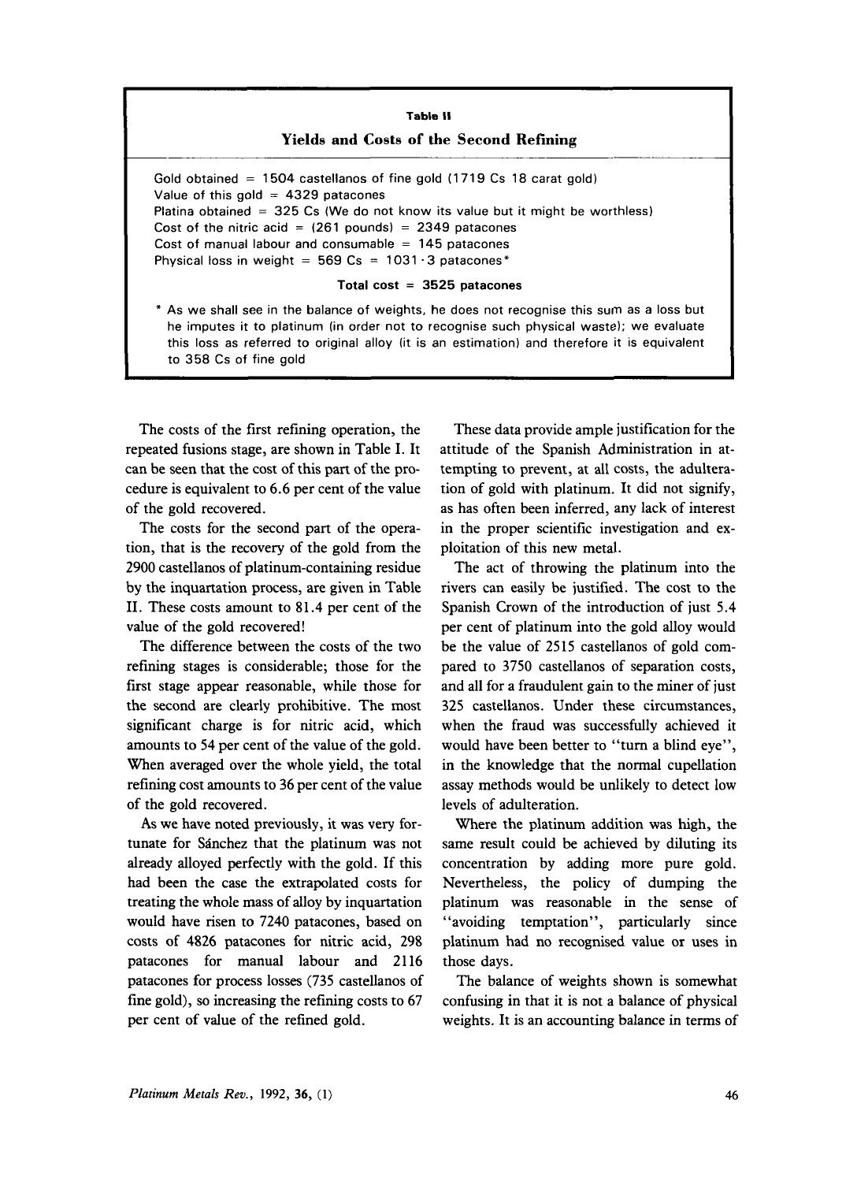**Table II**

**Yields and Costs of the Second Refining**

Gold obtained = 1504 castellanos of fine gold (1719 Cs 18 carat gold)
Value of this gold = 4329 patacones
Platina obtained = 325 Cs (We do not know its value but it might be worthless)
Cost of the nitric acid = (261 pounds) = 2349 patacones
Cost of manual labour and consumable = 145 patacones
Physical loss in weight = 569 Cs = 1031·3 patacones*

**Total cost = 3525 patacones**

\* As we shall see in the balance of weights, he does not recognise this sum as a loss but he imputes it to platinum (in order not to recognise such physical waste); we evaluate this loss as referred to original alloy (it is an estimation) and therefore it is equivalent to 358 Cs of fine gold

The costs of the first refining operation, the repeated fusions stage, are shown in Table I. It can be seen that the cost of this part of the procedure is equivalent to 6.6 per cent of the value of the gold recovered.

The costs for the second part of the operation, that is the recovery of the gold from the 2900 castellanos of platinum-containing residue by the inquartation process, are given in Table II. These costs amount to 81.4 per cent of the value of the gold recovered!

The difference between the costs of the two refining stages is considerable; those for the first stage appear reasonable, while those for the second are clearly prohibitive. The most significant charge is for nitric acid, which amounts to 54 per cent of the value of the gold. When averaged over the whole yield, the total refining cost amounts to 36 per cent of the value of the gold recovered.

As we have noted previously, it was very fortunate for Sánchez that the platinum was not already alloyed perfectly with the gold. If this had been the case the extrapolated costs for treating the whole mass of alloy by inquartation would have risen to 7240 patacones, based on costs of 4826 patacones for nitric acid, 298 patacones for manual labour and 2116 patacones for process losses (735 castellanos of fine gold), so increasing the refining costs to 67 per cent of value of the refined gold.

These data provide ample justification for the attitude of the Spanish Administration in attempting to prevent, at all costs, the adulteration of gold with platinum. It did not signify, as has often been inferred, any lack of interest in the proper scientific investigation and exploitation of this new metal.

The act of throwing the platinum into the rivers can easily be justified. The cost to the Spanish Crown of the introduction of just 5.4 per cent of platinum into the gold alloy would be the value of 2515 castellanos of gold compared to 3750 castellanos of separation costs, and all for a fraudulent gain to the miner of just 325 castellanos. Under these circumstances, when the fraud was successfully achieved it would have been better to "turn a blind eye", in the knowledge that the normal cupellation assay methods would be unlikely to detect low levels of adulteration.

Where the platinum addition was high, the same result could be achieved by diluting its concentration by adding more pure gold. Nevertheless, the policy of dumping the platinum was reasonable in the sense of "avoiding temptation", particularly since platinum had no recognised value or uses in those days.

The balance of weights shown is somewhat confusing in that it is not a balance of physical weights. It is an accounting balance in terms of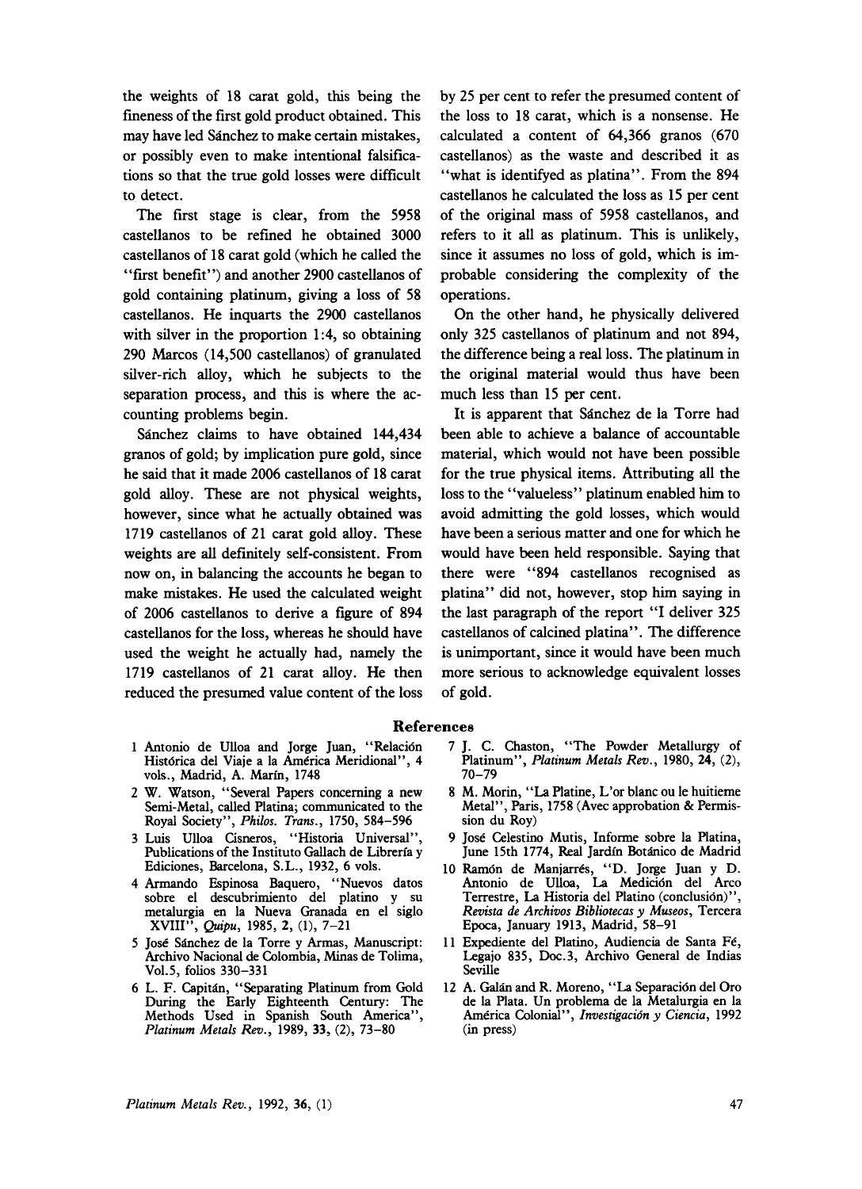the weights of 18 carat gold, this being the fineness of the first gold product obtained. This may have led Sánchez to make certain mistakes, or possibly even to make intentional falsifications so that the true gold losses were difficult to detect.

The first stage is clear, from the 5958 castellanos to be refined he obtained 3000 castellanos of 18 carat gold (which he called the "first benefit") and another 2900 castellanos of gold containing platinum, giving a loss of 58 castellanos. He inquarts the 2900 castellanos with silver in the proportion 1:4, so obtaining 290 Marcos (14,500 castellanos) of granulated silver-rich alloy, which he subjects to the separation process, and this is where the accounting problems begin.

Sánchez claims to have obtained 144,434 granos of gold; by implication pure gold, since he said that it made 2006 castellanos of 18 carat gold alloy. These are not physical weights, however, since what he actually obtained was 1719 castellanos of 21 carat gold alloy. These weights are all definitely self-consistent. From now on, in balancing the accounts he began to make mistakes. He used the calculated weight of 2006 castellanos to derive a figure of 894 castellanos for the loss, whereas he should have used the weight he actually had, namely the 1719 castellanos of 21 carat alloy. He then reduced the presumed value content of the loss by 25 per cent to refer the presumed content of the loss to 18 carat, which is a nonsense. He calculated a content of 64,366 granos (670 castellanos) as the waste and described it as "what is identifyed as platina". From the 894 castellanos he calculated the loss as 15 per cent of the original mass of 5958 castellanos, and refers to it all as platinum. This is unlikely, since it assumes no loss of gold, which is improbable considering the complexity of the operations.

On the other hand, he physically delivered only 325 castellanos of platinum and not 894, the difference being a real loss. The platinum in the original material would thus have been much less than 15 per cent.

It is apparent that Sánchez de la Torre had been able to achieve a balance of accountable material, which would not have been possible for the true physical items. Attributing all the loss to the "valueless" platinum enabled him to avoid admitting the gold losses, which would have been a serious matter and one for which he would have been held responsible. Saying that there were "894 castellanos recognised as platina" did not, however, stop him saying in the last paragraph of the report "I deliver 325 castellanos of calcined platina". The difference is unimportant, since it would have been much more serious to acknowledge equivalent losses of gold.

## References

1. Antonio de Ulloa and Jorge Juan, "Relación Histórica del Viaje a la América Meridional", 4 vols., Madrid, A. Marín, 1748
2. W. Watson, "Several Papers concerning a new Semi-Metal, called Platina; communicated to the Royal Society", *Philos. Trans.*, 1750, 584–596
3. Luis Ulloa Cisneros, "Historia Universal", Publications of the Instituto Gallach de Librería y Ediciones, Barcelona, S.L., 1932, 6 vols.
4. Armando Espinosa Baquero, "Nuevos datos sobre el descubrimiento del platino y su metalurgia en la Nueva Granada en el siglo XVIII", *Quipu*, 1985, **2**, (1), 7–21
5. José Sánchez de la Torre y Armas, Manuscript: Archivo Nacional de Colombia, Minas de Tolima, Vol.5, folios 330–331
6. L. F. Capitán, "Separating Platinum from Gold During the Early Eighteenth Century: The Methods Used in Spanish South America", *Platinum Metals Rev.*, 1989, **33**, (2), 73–80
7. J. C. Chaston, "The Powder Metallurgy of Platinum", *Platinum Metals Rev.*, 1980, **24**, (2), 70–79
8. M. Morin, "La Platine, L'or blanc ou le huitieme Metal", Paris, 1758 (Avec approbation & Permission du Roy)
9. José Celestino Mutis, Informe sobre la Platina, June 15th 1774, Real Jardín Botánico de Madrid
10. Ramón de Manjarrés, "D. Jorge Juan y D. Antonio de Ulloa, La Medición del Arco Terrestre, La Historia del Platino (conclusión)", *Revista de Archivos Bibliotecas y Museos*, Tercera Epoca, January 1913, Madrid, 58–91
11. Expediente del Platino, Audiencia de Santa Fé, Legajo 835, Doc.3, Archivo General de Indias Seville
12. A. Galán and R. Moreno, "La Separación del Oro de la Plata. Un problema de la Metalurgia en la América Colonial", *Investigación y Ciencia*, 1992 (in press)